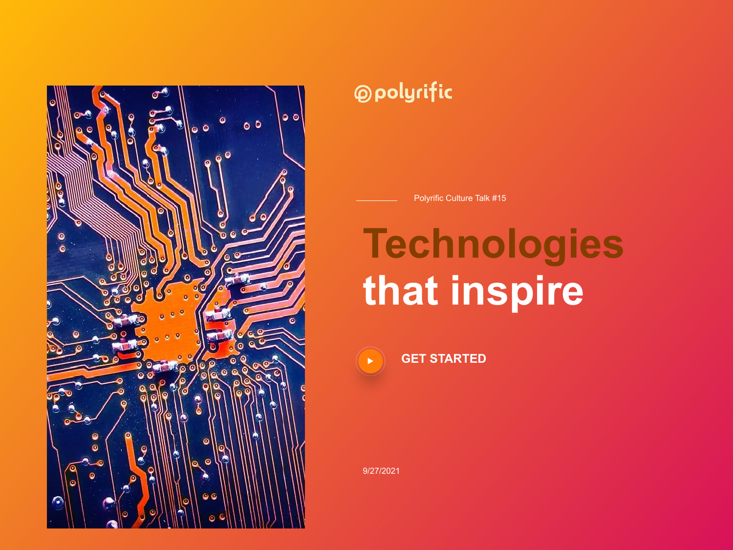polyrific

Polyrific Culture Talk #15

# Technologies that inspire

GET STARTED

9/27/2021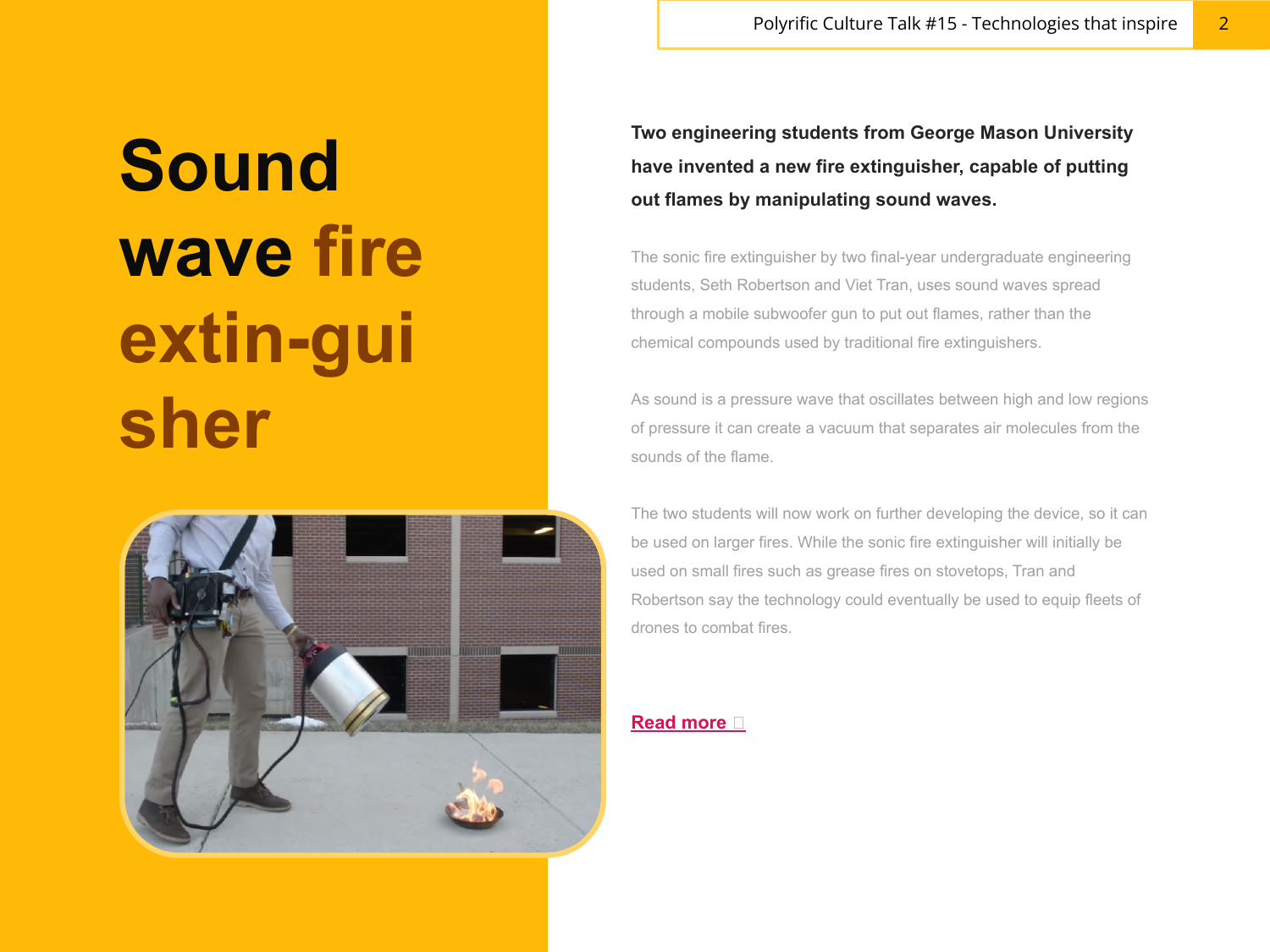# Sound wave fire extin-guisher

**Two engineering students from George Mason University have invented a new fire extinguisher, capable of putting out flames by manipulating sound waves.**

The sonic fire extinguisher by two final-year undergraduate engineering students, Seth Robertson and Viet Tran, uses sound waves spread through a mobile subwoofer gun to put out flames, rather than the chemical compounds used by traditional fire extinguishers.

As sound is a pressure wave that oscillates between high and low regions of pressure it can create a vacuum that separates air molecules from the sounds of the flame.

The two students will now work on further developing the device, so it can be used on larger fires. While the sonic fire extinguisher will initially be used on small fires such as grease fires on stovetops, Tran and Robertson say the technology could eventually be used to equip fleets of drones to combat fires.

Read more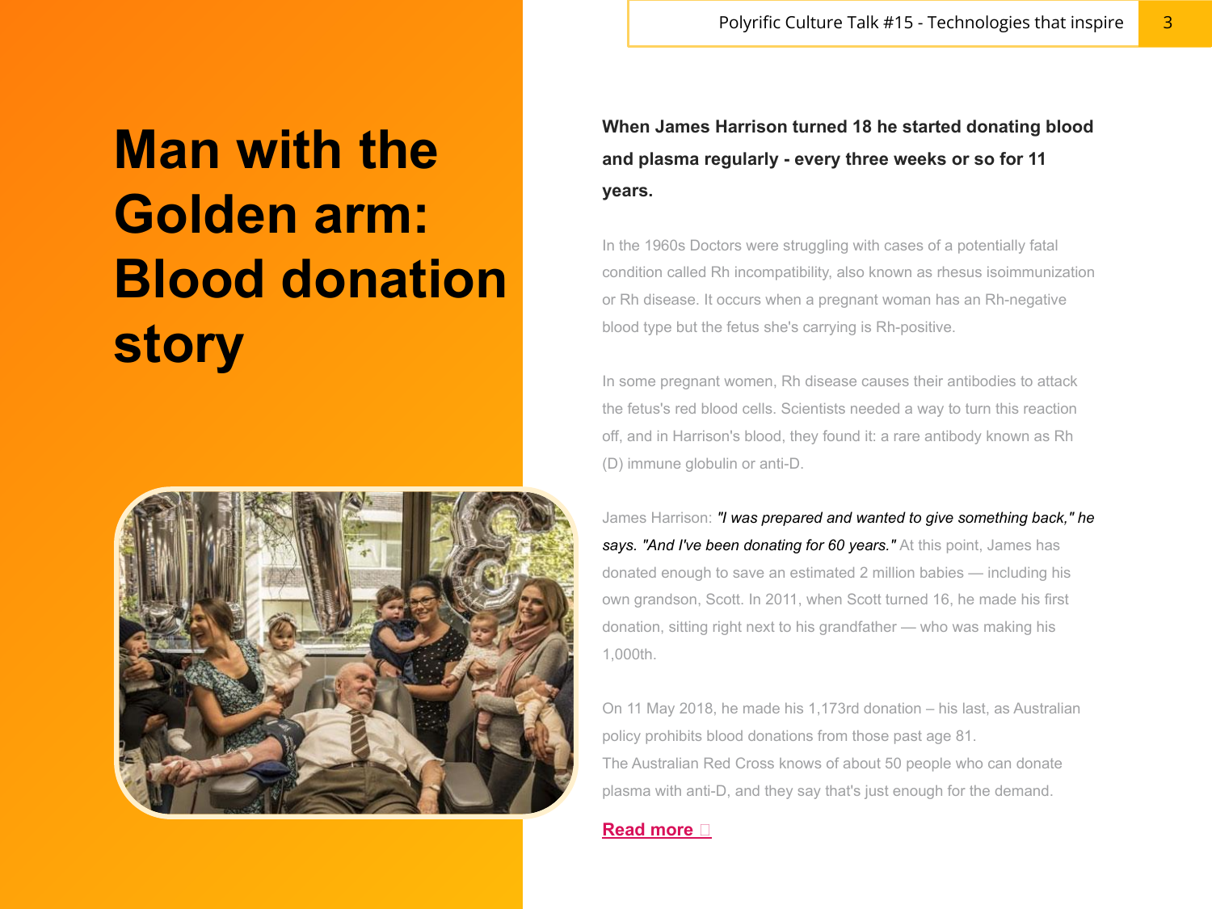# Man with the Golden arm: Blood donation story

**When James Harrison turned 18 he started donating blood and plasma regularly - every three weeks or so for 11 years.**

In the 1960s Doctors were struggling with cases of a potentially fatal condition called Rh incompatibility, also known as rhesus isoimmunization or Rh disease. It occurs when a pregnant woman has an Rh-negative blood type but the fetus she's carrying is Rh-positive.

In some pregnant women, Rh disease causes their antibodies to attack the fetus's red blood cells. Scientists needed a way to turn this reaction off, and in Harrison's blood, they found it: a rare antibody known as Rh (D) immune globulin or anti-D.

James Harrison: *"I was prepared and wanted to give something back," he says. "And I've been donating for 60 years."* At this point, James has donated enough to save an estimated 2 million babies — including his own grandson, Scott. In 2011, when Scott turned 16, he made his first donation, sitting right next to his grandfather — who was making his 1,000th.

On 11 May 2018, he made his 1,173rd donation – his last, as Australian policy prohibits blood donations from those past age 81.
The Australian Red Cross knows of about 50 people who can donate plasma with anti-D, and they say that's just enough for the demand.

**Read more**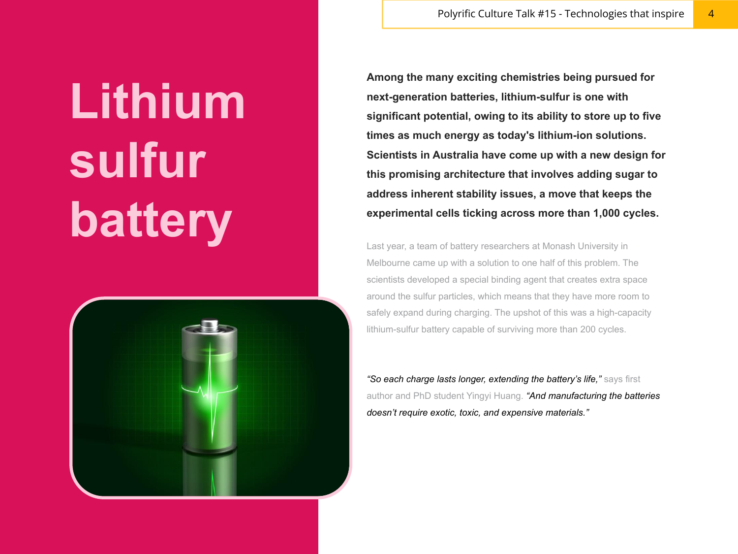# Lithium sulfur battery

**Among the many exciting chemistries being pursued for next-generation batteries, lithium-sulfur is one with significant potential, owing to its ability to store up to five times as much energy as today's lithium-ion solutions. Scientists in Australia have come up with a new design for this promising architecture that involves adding sugar to address inherent stability issues, a move that keeps the experimental cells ticking across more than 1,000 cycles.**

Last year, a team of battery researchers at Monash University in Melbourne came up with a solution to one half of this problem. The scientists developed a special binding agent that creates extra space around the sulfur particles, which means that they have more room to safely expand during charging. The upshot of this was a high-capacity lithium-sulfur battery capable of surviving more than 200 cycles.

*"So each charge lasts longer, extending the battery's life,"* says first author and PhD student Yingyi Huang. *"And manufacturing the batteries doesn't require exotic, toxic, and expensive materials."*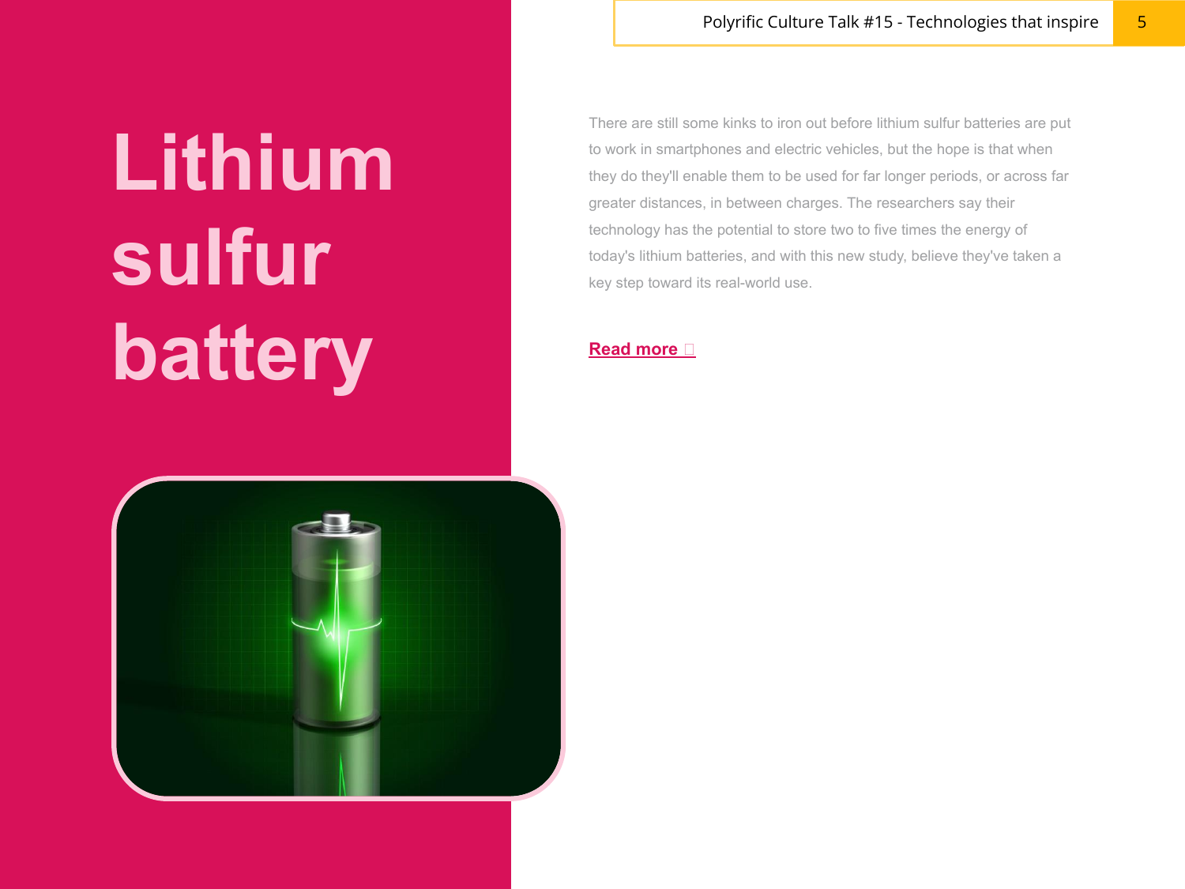# Lithium sulfur battery

There are still some kinks to iron out before lithium sulfur batteries are put to work in smartphones and electric vehicles, but the hope is that when they do they'll enable them to be used for far longer periods, or across far greater distances, in between charges. The researchers say their technology has the potential to store two to five times the energy of today's lithium batteries, and with this new study, believe they've taken a key step toward its real-world use.

**Read more**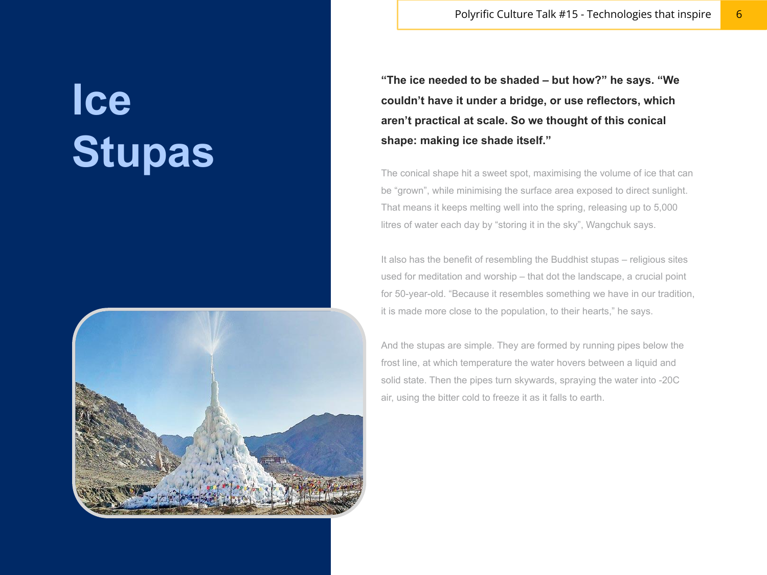# Ice Stupas

**"The ice needed to be shaded – but how?" he says. "We couldn't have it under a bridge, or use reflectors, which aren't practical at scale. So we thought of this conical shape: making ice shade itself."**

The conical shape hit a sweet spot, maximising the volume of ice that can be "grown", while minimising the surface area exposed to direct sunlight. That means it keeps melting well into the spring, releasing up to 5,000 litres of water each day by "storing it in the sky", Wangchuk says.

It also has the benefit of resembling the Buddhist stupas – religious sites used for meditation and worship – that dot the landscape, a crucial point for 50-year-old. "Because it resembles something we have in our tradition, it is made more close to the population, to their hearts," he says.

And the stupas are simple. They are formed by running pipes below the frost line, at which temperature the water hovers between a liquid and solid state. Then the pipes turn skywards, spraying the water into -20C air, using the bitter cold to freeze it as it falls to earth.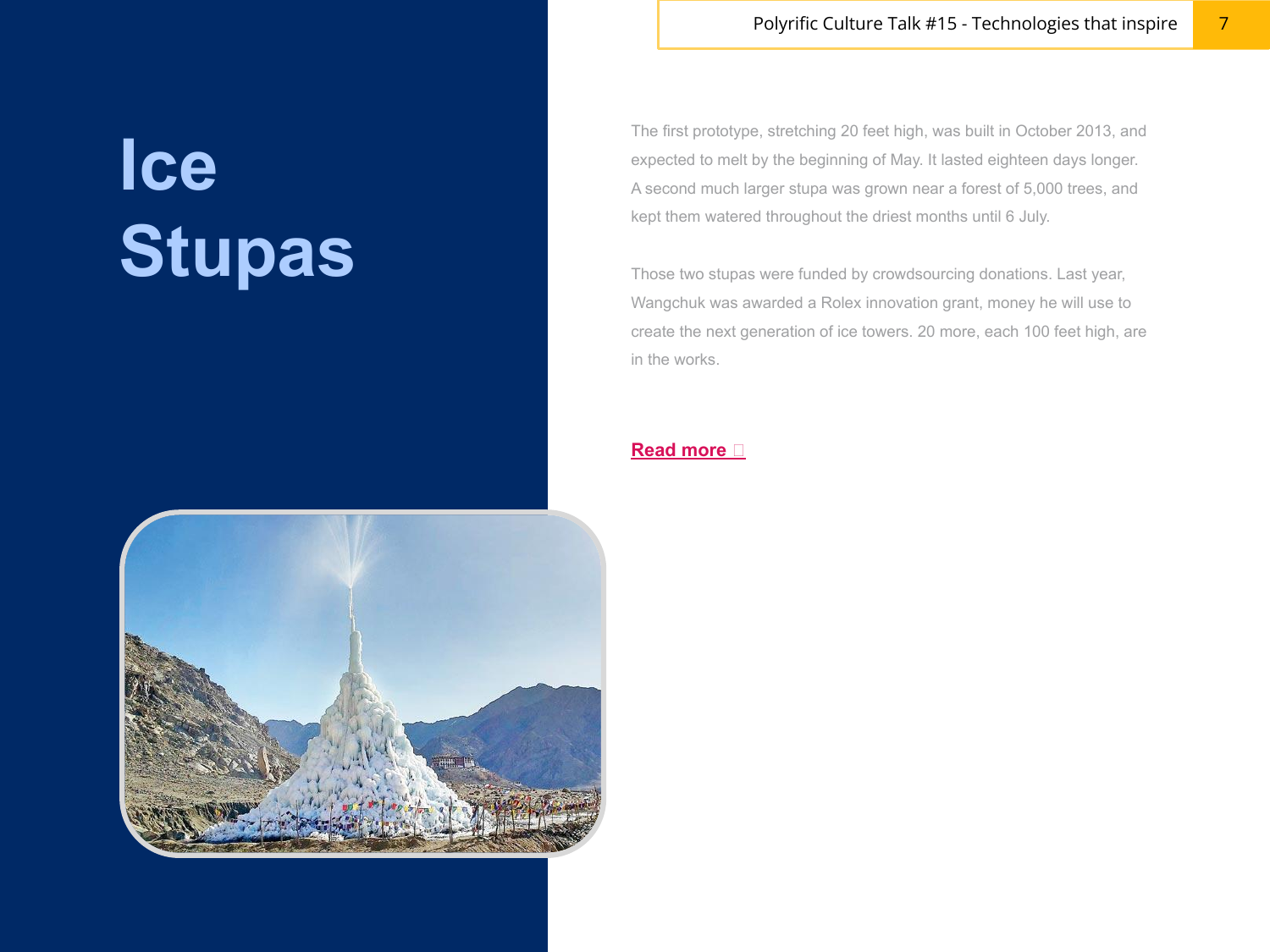# Ice Stupas

The first prototype, stretching 20 feet high, was built in October 2013, and expected to melt by the beginning of May. It lasted eighteen days longer. A second much larger stupa was grown near a forest of 5,000 trees, and kept them watered throughout the driest months until 6 July.

Those two stupas were funded by crowdsourcing donations. Last year, Wangchuk was awarded a Rolex innovation grant, money he will use to create the next generation of ice towers. 20 more, each 100 feet high, are in the works.

**Read more**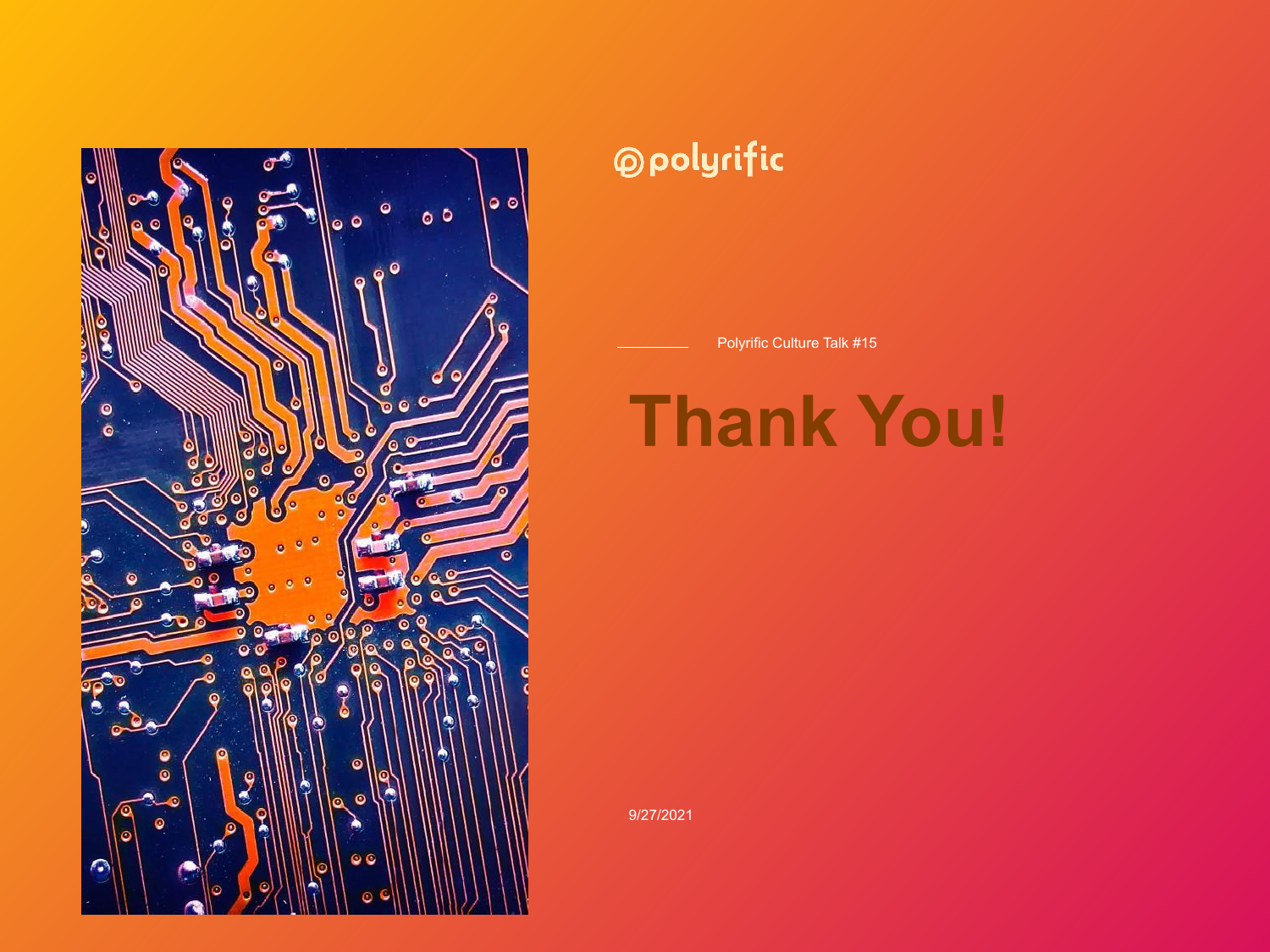polyrific

Polyrific Culture Talk #15

# Thank You!

9/27/2021